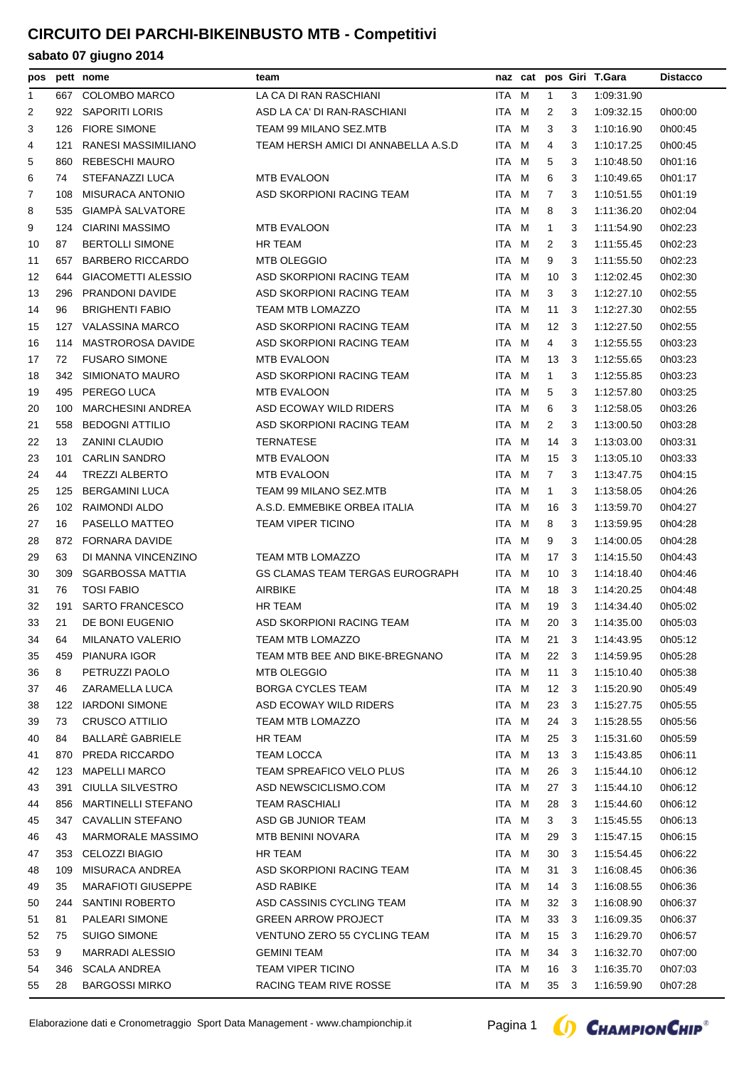# CIRCUITO DEI PARCHI-BIKEINBUSTO MTB - Competitivi

## sabato 07 giugno 2014

| pos | pett | nome | team | naz | cat | pos | Giri | T.Gara | Distacco |
|---|---|---|---|---|---|---|---|---|---|
| 1 | 667 | COLOMBO MARCO | LA CA DI RAN RASCHIANI | ITA | M | 1 | 3 | 1:09:31.90 | |
| 2 | 922 | SAPORITI LORIS | ASD LA CA' DI RAN-RASCHIANI | ITA | M | 2 | 3 | 1:09:32.15 | 0h00:00 |
| 3 | 126 | FIORE SIMONE | TEAM 99 MILANO SEZ.MTB | ITA | M | 3 | 3 | 1:10:16.90 | 0h00:45 |
| 4 | 121 | RANESI MASSIMILIANO | TEAM HERSH AMICI DI ANNABELLA A.S.D | ITA | M | 4 | 3 | 1:10:17.25 | 0h00:45 |
| 5 | 860 | REBESCHI MAURO | | ITA | M | 5 | 3 | 1:10:48.50 | 0h01:16 |
| 6 | 74 | STEFANAZZI LUCA | MTB EVALOON | ITA | M | 6 | 3 | 1:10:49.65 | 0h01:17 |
| 7 | 108 | MISURACA ANTONIO | ASD SKORPIONI RACING TEAM | ITA | M | 7 | 3 | 1:10:51.55 | 0h01:19 |
| 8 | 535 | GIAMPÀ SALVATORE | | ITA | M | 8 | 3 | 1:11:36.20 | 0h02:04 |
| 9 | 124 | CIARINI MASSIMO | MTB EVALOON | ITA | M | 1 | 3 | 1:11:54.90 | 0h02:23 |
| 10 | 87 | BERTOLLI SIMONE | HR TEAM | ITA | M | 2 | 3 | 1:11:55.45 | 0h02:23 |
| 11 | 657 | BARBERO RICCARDO | MTB OLEGGIO | ITA | M | 9 | 3 | 1:11:55.50 | 0h02:23 |
| 12 | 644 | GIACOMETTI ALESSIO | ASD SKORPIONI RACING TEAM | ITA | M | 10 | 3 | 1:12:02.45 | 0h02:30 |
| 13 | 296 | PRANDONI DAVIDE | ASD SKORPIONI RACING TEAM | ITA | M | 3 | 3 | 1:12:27.10 | 0h02:55 |
| 14 | 96 | BRIGHENTI FABIO | TEAM MTB LOMAZZO | ITA | M | 11 | 3 | 1:12:27.30 | 0h02:55 |
| 15 | 127 | VALASSINA MARCO | ASD SKORPIONI RACING TEAM | ITA | M | 12 | 3 | 1:12:27.50 | 0h02:55 |
| 16 | 114 | MASTROROSA DAVIDE | ASD SKORPIONI RACING TEAM | ITA | M | 4 | 3 | 1:12:55.55 | 0h03:23 |
| 17 | 72 | FUSARO SIMONE | MTB EVALOON | ITA | M | 13 | 3 | 1:12:55.65 | 0h03:23 |
| 18 | 342 | SIMIONATO MAURO | ASD SKORPIONI RACING TEAM | ITA | M | 1 | 3 | 1:12:55.85 | 0h03:23 |
| 19 | 495 | PEREGO LUCA | MTB EVALOON | ITA | M | 5 | 3 | 1:12:57.80 | 0h03:25 |
| 20 | 100 | MARCHESINI ANDREA | ASD ECOWAY WILD RIDERS | ITA | M | 6 | 3 | 1:12:58.05 | 0h03:26 |
| 21 | 558 | BEDOGNI ATTILIO | ASD SKORPIONI RACING TEAM | ITA | M | 2 | 3 | 1:13:00.50 | 0h03:28 |
| 22 | 13 | ZANINI CLAUDIO | TERNATESE | ITA | M | 14 | 3 | 1:13:03.00 | 0h03:31 |
| 23 | 101 | CARLIN SANDRO | MTB EVALOON | ITA | M | 15 | 3 | 1:13:05.10 | 0h03:33 |
| 24 | 44 | TREZZI ALBERTO | MTB EVALOON | ITA | M | 7 | 3 | 1:13:47.75 | 0h04:15 |
| 25 | 125 | BERGAMINI LUCA | TEAM 99 MILANO SEZ.MTB | ITA | M | 1 | 3 | 1:13:58.05 | 0h04:26 |
| 26 | 102 | RAIMONDI ALDO | A.S.D. EMMEBIKE ORBEA ITALIA | ITA | M | 16 | 3 | 1:13:59.70 | 0h04:27 |
| 27 | 16 | PASELLO MATTEO | TEAM VIPER TICINO | ITA | M | 8 | 3 | 1:13:59.95 | 0h04:28 |
| 28 | 872 | FORNARA DAVIDE | | ITA | M | 9 | 3 | 1:14:00.05 | 0h04:28 |
| 29 | 63 | DI MANNA VINCENZINO | TEAM MTB LOMAZZO | ITA | M | 17 | 3 | 1:14:15.50 | 0h04:43 |
| 30 | 309 | SGARBOSSA MATTIA | GS CLAMAS TEAM TERGAS EUROGRAPH | ITA | M | 10 | 3 | 1:14:18.40 | 0h04:46 |
| 31 | 76 | TOSI FABIO | AIRBIKE | ITA | M | 18 | 3 | 1:14:20.25 | 0h04:48 |
| 32 | 191 | SARTO FRANCESCO | HR TEAM | ITA | M | 19 | 3 | 1:14:34.40 | 0h05:02 |
| 33 | 21 | DE BONI EUGENIO | ASD SKORPIONI RACING TEAM | ITA | M | 20 | 3 | 1:14:35.00 | 0h05:03 |
| 34 | 64 | MILANATO VALERIO | TEAM MTB LOMAZZO | ITA | M | 21 | 3 | 1:14:43.95 | 0h05:12 |
| 35 | 459 | PIANURA IGOR | TEAM MTB BEE AND BIKE-BREGNANO | ITA | M | 22 | 3 | 1:14:59.95 | 0h05:28 |
| 36 | 8 | PETRUZZI PAOLO | MTB OLEGGIO | ITA | M | 11 | 3 | 1:15:10.40 | 0h05:38 |
| 37 | 46 | ZARAMELLA LUCA | BORGA CYCLES TEAM | ITA | M | 12 | 3 | 1:15:20.90 | 0h05:49 |
| 38 | 122 | IARDONI SIMONE | ASD ECOWAY WILD RIDERS | ITA | M | 23 | 3 | 1:15:27.75 | 0h05:55 |
| 39 | 73 | CRUSCO ATTILIO | TEAM MTB LOMAZZO | ITA | M | 24 | 3 | 1:15:28.55 | 0h05:56 |
| 40 | 84 | BALLARÈ GABRIELE | HR TEAM | ITA | M | 25 | 3 | 1:15:31.60 | 0h05:59 |
| 41 | 870 | PREDA RICCARDO | TEAM LOCCA | ITA | M | 13 | 3 | 1:15:43.85 | 0h06:11 |
| 42 | 123 | MAPELLI MARCO | TEAM SPREAFICO VELO PLUS | ITA | M | 26 | 3 | 1:15:44.10 | 0h06:12 |
| 43 | 391 | CIULLA SILVESTRO | ASD NEWSCICLISMO.COM | ITA | M | 27 | 3 | 1:15:44.10 | 0h06:12 |
| 44 | 856 | MARTINELLI STEFANO | TEAM RASCHIALI | ITA | M | 28 | 3 | 1:15:44.60 | 0h06:12 |
| 45 | 347 | CAVALLIN STEFANO | ASD GB JUNIOR TEAM | ITA | M | 3 | 3 | 1:15:45.55 | 0h06:13 |
| 46 | 43 | MARMORALE MASSIMO | MTB BENINI NOVARA | ITA | M | 29 | 3 | 1:15:47.15 | 0h06:15 |
| 47 | 353 | CELOZZI BIAGIO | HR TEAM | ITA | M | 30 | 3 | 1:15:54.45 | 0h06:22 |
| 48 | 109 | MISURACA ANDREA | ASD SKORPIONI RACING TEAM | ITA | M | 31 | 3 | 1:16:08.45 | 0h06:36 |
| 49 | 35 | MARAFIOTI GIUSEPPE | ASD RABIKE | ITA | M | 14 | 3 | 1:16:08.55 | 0h06:36 |
| 50 | 244 | SANTINI ROBERTO | ASD CASSINIS CYCLING TEAM | ITA | M | 32 | 3 | 1:16:08.90 | 0h06:37 |
| 51 | 81 | PALEARI SIMONE | GREEN ARROW PROJECT | ITA | M | 33 | 3 | 1:16:09.35 | 0h06:37 |
| 52 | 75 | SUIGO SIMONE | VENTUNO ZERO 55 CYCLING TEAM | ITA | M | 15 | 3 | 1:16:29.70 | 0h06:57 |
| 53 | 9 | MARRADI ALESSIO | GEMINI TEAM | ITA | M | 34 | 3 | 1:16:32.70 | 0h07:00 |
| 54 | 346 | SCALA ANDREA | TEAM VIPER TICINO | ITA | M | 16 | 3 | 1:16:35.70 | 0h07:03 |
| 55 | 28 | BARGOSSI MIRKO | RACING TEAM RIVE ROSSE | ITA | M | 35 | 3 | 1:16:59.90 | 0h07:28 |

Elaborazione dati e Cronometraggio Sport Data Management - www.championchip.it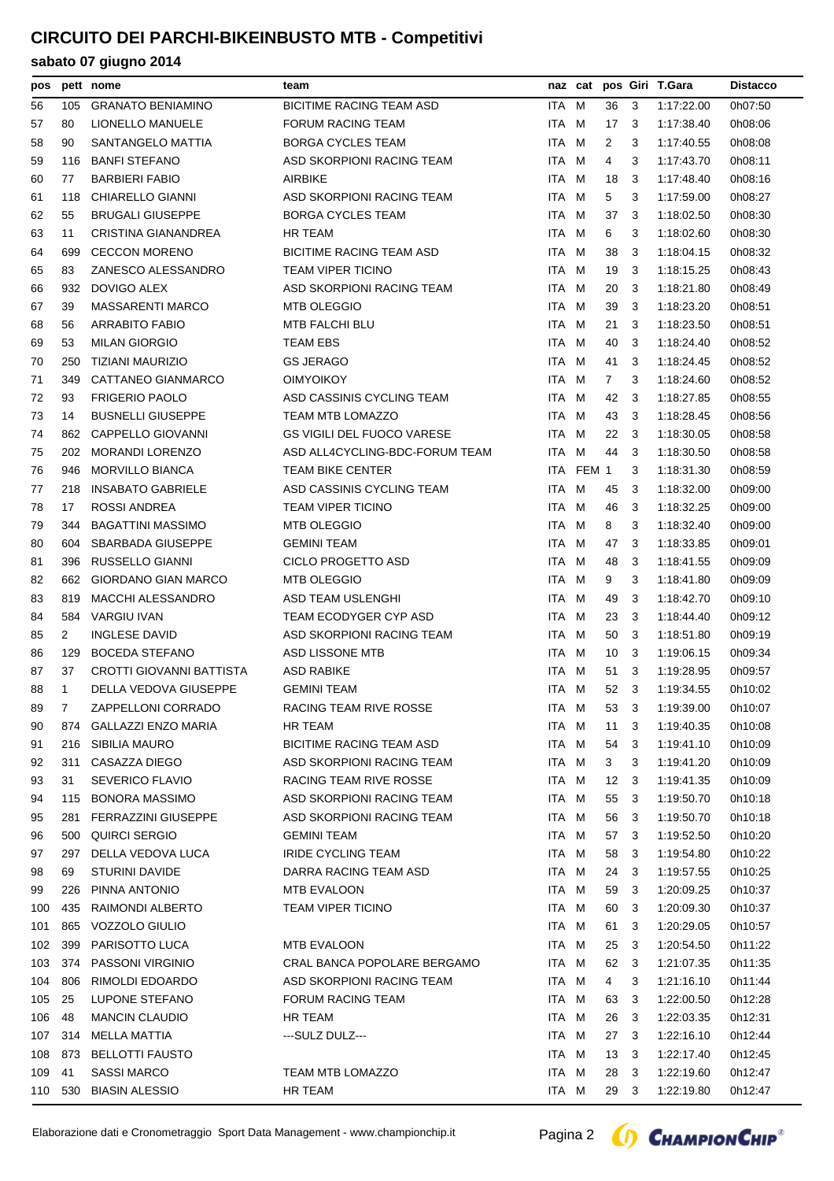# CIRCUITO DEI PARCHI-BIKEINBUSTO MTB - Competitivi

## sabato 07 giugno 2014

| pos | pett | nome | team | naz | cat | pos | Giri | T.Gara | Distacco |
|---|---|---|---|---|---|---|---|---|---|
| 56 | 105 | GRANATO BENIAMINO | BICITIME RACING TEAM ASD | ITA | M | 36 | 3 | 1:17:22.00 | 0h07:50 |
| 57 | 80 | LIONELLO MANUELE | FORUM RACING TEAM | ITA | M | 17 | 3 | 1:17:38.40 | 0h08:06 |
| 58 | 90 | SANTANGELO MATTIA | BORGA CYCLES TEAM | ITA | M | 2 | 3 | 1:17:40.55 | 0h08:08 |
| 59 | 116 | BANFI STEFANO | ASD SKORPIONI RACING TEAM | ITA | M | 4 | 3 | 1:17:43.70 | 0h08:11 |
| 60 | 77 | BARBIERI FABIO | AIRBIKE | ITA | M | 18 | 3 | 1:17:48.40 | 0h08:16 |
| 61 | 118 | CHIARELLO GIANNI | ASD SKORPIONI RACING TEAM | ITA | M | 5 | 3 | 1:17:59.00 | 0h08:27 |
| 62 | 55 | BRUGALI GIUSEPPE | BORGA CYCLES TEAM | ITA | M | 37 | 3 | 1:18:02.50 | 0h08:30 |
| 63 | 11 | CRISTINA GIANANDREA | HR TEAM | ITA | M | 6 | 3 | 1:18:02.60 | 0h08:30 |
| 64 | 699 | CECCON MORENO | BICITIME RACING TEAM ASD | ITA | M | 38 | 3 | 1:18:04.15 | 0h08:32 |
| 65 | 83 | ZANESCO ALESSANDRO | TEAM VIPER TICINO | ITA | M | 19 | 3 | 1:18:15.25 | 0h08:43 |
| 66 | 932 | DOVIGO ALEX | ASD SKORPIONI RACING TEAM | ITA | M | 20 | 3 | 1:18:21.80 | 0h08:49 |
| 67 | 39 | MASSARENTI MARCO | MTB OLEGGIO | ITA | M | 39 | 3 | 1:18:23.20 | 0h08:51 |
| 68 | 56 | ARRABITO FABIO | MTB FALCHI BLU | ITA | M | 21 | 3 | 1:18:23.50 | 0h08:51 |
| 69 | 53 | MILAN GIORGIO | TEAM EBS | ITA | M | 40 | 3 | 1:18:24.40 | 0h08:52 |
| 70 | 250 | TIZIANI MAURIZIO | GS JERAGO | ITA | M | 41 | 3 | 1:18:24.45 | 0h08:52 |
| 71 | 349 | CATTANEO GIANMARCO | OIMYOIKOY | ITA | M | 7 | 3 | 1:18:24.60 | 0h08:52 |
| 72 | 93 | FRIGERIO PAOLO | ASD CASSINIS CYCLING TEAM | ITA | M | 42 | 3 | 1:18:27.85 | 0h08:55 |
| 73 | 14 | BUSNELLI GIUSEPPE | TEAM MTB LOMAZZO | ITA | M | 43 | 3 | 1:18:28.45 | 0h08:56 |
| 74 | 862 | CAPPELLO GIOVANNI | GS VIGILI DEL FUOCO VARESE | ITA | M | 22 | 3 | 1:18:30.05 | 0h08:58 |
| 75 | 202 | MORANDI LORENZO | ASD ALL4CYCLING-BDC-FORUM TEAM | ITA | M | 44 | 3 | 1:18:30.50 | 0h08:58 |
| 76 | 946 | MORVILLO BIANCA | TEAM BIKE CENTER | ITA | FEM | 1 | 3 | 1:18:31.30 | 0h08:59 |
| 77 | 218 | INSABATO GABRIELE | ASD CASSINIS CYCLING TEAM | ITA | M | 45 | 3 | 1:18:32.00 | 0h09:00 |
| 78 | 17 | ROSSI ANDREA | TEAM VIPER TICINO | ITA | M | 46 | 3 | 1:18:32.25 | 0h09:00 |
| 79 | 344 | BAGATTINI MASSIMO | MTB OLEGGIO | ITA | M | 8 | 3 | 1:18:32.40 | 0h09:00 |
| 80 | 604 | SBARBADA GIUSEPPE | GEMINI TEAM | ITA | M | 47 | 3 | 1:18:33.85 | 0h09:01 |
| 81 | 396 | RUSSELLO GIANNI | CICLO PROGETTO ASD | ITA | M | 48 | 3 | 1:18:41.55 | 0h09:09 |
| 82 | 662 | GIORDANO GIAN MARCO | MTB OLEGGIO | ITA | M | 9 | 3 | 1:18:41.80 | 0h09:09 |
| 83 | 819 | MACCHI ALESSANDRO | ASD TEAM USLENGHI | ITA | M | 49 | 3 | 1:18:42.70 | 0h09:10 |
| 84 | 584 | VARGIU IVAN | TEAM ECODYGER CYP ASD | ITA | M | 23 | 3 | 1:18:44.40 | 0h09:12 |
| 85 | 2 | INGLESE DAVID | ASD SKORPIONI RACING TEAM | ITA | M | 50 | 3 | 1:18:51.80 | 0h09:19 |
| 86 | 129 | BOCEDA STEFANO | ASD LISSONE MTB | ITA | M | 10 | 3 | 1:19:06.15 | 0h09:34 |
| 87 | 37 | CROTTI GIOVANNI BATTISTA | ASD RABIKE | ITA | M | 51 | 3 | 1:19:28.95 | 0h09:57 |
| 88 | 1 | DELLA VEDOVA GIUSEPPE | GEMINI TEAM | ITA | M | 52 | 3 | 1:19:34.55 | 0h10:02 |
| 89 | 7 | ZAPPELLONI CORRADO | RACING TEAM RIVE ROSSE | ITA | M | 53 | 3 | 1:19:39.00 | 0h10:07 |
| 90 | 874 | GALLAZZI ENZO MARIA | HR TEAM | ITA | M | 11 | 3 | 1:19:40.35 | 0h10:08 |
| 91 | 216 | SIBILIA MAURO | BICITIME RACING TEAM ASD | ITA | M | 54 | 3 | 1:19:41.10 | 0h10:09 |
| 92 | 311 | CASAZZA DIEGO | ASD SKORPIONI RACING TEAM | ITA | M | 3 | 3 | 1:19:41.20 | 0h10:09 |
| 93 | 31 | SEVERICO FLAVIO | RACING TEAM RIVE ROSSE | ITA | M | 12 | 3 | 1:19:41.35 | 0h10:09 |
| 94 | 115 | BONORA MASSIMO | ASD SKORPIONI RACING TEAM | ITA | M | 55 | 3 | 1:19:50.70 | 0h10:18 |
| 95 | 281 | FERRAZZINI GIUSEPPE | ASD SKORPIONI RACING TEAM | ITA | M | 56 | 3 | 1:19:50.70 | 0h10:18 |
| 96 | 500 | QUIRCI SERGIO | GEMINI TEAM | ITA | M | 57 | 3 | 1:19:52.50 | 0h10:20 |
| 97 | 297 | DELLA VEDOVA LUCA | IRIDE CYCLING TEAM | ITA | M | 58 | 3 | 1:19:54.80 | 0h10:22 |
| 98 | 69 | STURINI DAVIDE | DARRA RACING TEAM ASD | ITA | M | 24 | 3 | 1:19:57.55 | 0h10:25 |
| 99 | 226 | PINNA ANTONIO | MTB EVALOON | ITA | M | 59 | 3 | 1:20:09.25 | 0h10:37 |
| 100 | 435 | RAIMONDI ALBERTO | TEAM VIPER TICINO | ITA | M | 60 | 3 | 1:20:09.30 | 0h10:37 |
| 101 | 865 | VOZZOLO GIULIO | | ITA | M | 61 | 3 | 1:20:29.05 | 0h10:57 |
| 102 | 399 | PARISOTTO LUCA | MTB EVALOON | ITA | M | 25 | 3 | 1:20:54.50 | 0h11:22 |
| 103 | 374 | PASSONI VIRGINIO | CRAL BANCA POPOLARE BERGAMO | ITA | M | 62 | 3 | 1:21:07.35 | 0h11:35 |
| 104 | 806 | RIMOLDI EDOARDO | ASD SKORPIONI RACING TEAM | ITA | M | 4 | 3 | 1:21:16.10 | 0h11:44 |
| 105 | 25 | LUPONE STEFANO | FORUM RACING TEAM | ITA | M | 63 | 3 | 1:22:00.50 | 0h12:28 |
| 106 | 48 | MANCIN CLAUDIO | HR TEAM | ITA | M | 26 | 3 | 1:22:03.35 | 0h12:31 |
| 107 | 314 | MELLA MATTIA | ---SULZ DULZ--- | ITA | M | 27 | 3 | 1:22:16.10 | 0h12:44 |
| 108 | 873 | BELLOTTI FAUSTO | | ITA | M | 13 | 3 | 1:22:17.40 | 0h12:45 |
| 109 | 41 | SASSI MARCO | TEAM MTB LOMAZZO | ITA | M | 28 | 3 | 1:22:19.60 | 0h12:47 |
| 110 | 530 | BIASIN ALESSIO | HR TEAM | ITA | M | 29 | 3 | 1:22:19.80 | 0h12:47 |

Elaborazione dati e Cronometraggio Sport Data Management - www.championchip.it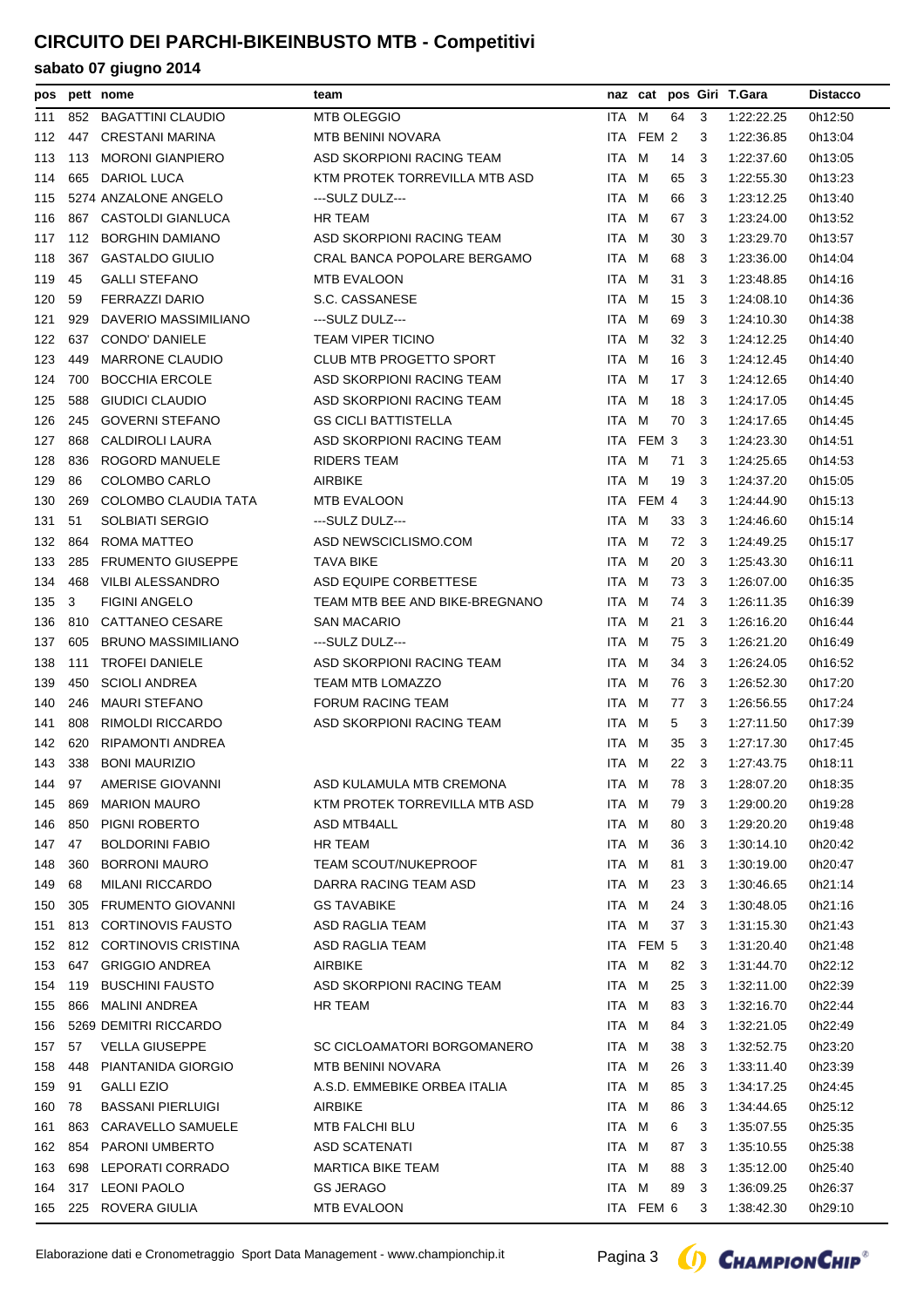# CIRCUITO DEI PARCHI-BIKEINBUSTO MTB - Competitivi

## sabato 07 giugno 2014

| pos | pett | nome | team | naz | cat | pos | Giri | T.Gara | Distacco |
|---|---|---|---|---|---|---|---|---|---|
| 111 | 852 | BAGATTINI CLAUDIO | MTB OLEGGIO | ITA | M | 64 | 3 | 1:22:22.25 | 0h12:50 |
| 112 | 447 | CRESTANI MARINA | MTB BENINI NOVARA | ITA | FEM | 2 | 3 | 1:22:36.85 | 0h13:04 |
| 113 | 113 | MORONI GIANPIERO | ASD SKORPIONI RACING TEAM | ITA | M | 14 | 3 | 1:22:37.60 | 0h13:05 |
| 114 | 665 | DARIOL LUCA | KTM PROTEK TORREVILLA MTB ASD | ITA | M | 65 | 3 | 1:22:55.30 | 0h13:23 |
| 115 | 5274 | ANZALONE ANGELO | ---SULZ DULZ--- | ITA | M | 66 | 3 | 1:23:12.25 | 0h13:40 |
| 116 | 867 | CASTOLDI GIANLUCA | HR TEAM | ITA | M | 67 | 3 | 1:23:24.00 | 0h13:52 |
| 117 | 112 | BORGHIN DAMIANO | ASD SKORPIONI RACING TEAM | ITA | M | 30 | 3 | 1:23:29.70 | 0h13:57 |
| 118 | 367 | GASTALDO GIULIO | CRAL BANCA POPOLARE BERGAMO | ITA | M | 68 | 3 | 1:23:36.00 | 0h14:04 |
| 119 | 45 | GALLI STEFANO | MTB EVALOON | ITA | M | 31 | 3 | 1:23:48.85 | 0h14:16 |
| 120 | 59 | FERRAZZI DARIO | S.C. CASSANESE | ITA | M | 15 | 3 | 1:24:08.10 | 0h14:36 |
| 121 | 929 | DAVERIO MASSIMILIANO | ---SULZ DULZ--- | ITA | M | 69 | 3 | 1:24:10.30 | 0h14:38 |
| 122 | 637 | CONDO' DANIELE | TEAM VIPER TICINO | ITA | M | 32 | 3 | 1:24:12.25 | 0h14:40 |
| 123 | 449 | MARRONE CLAUDIO | CLUB MTB PROGETTO SPORT | ITA | M | 16 | 3 | 1:24:12.45 | 0h14:40 |
| 124 | 700 | BOCCHIA ERCOLE | ASD SKORPIONI RACING TEAM | ITA | M | 17 | 3 | 1:24:12.65 | 0h14:40 |
| 125 | 588 | GIUDICI CLAUDIO | ASD SKORPIONI RACING TEAM | ITA | M | 18 | 3 | 1:24:17.05 | 0h14:45 |
| 126 | 245 | GOVERNI STEFANO | GS CICLI BATTISTELLA | ITA | M | 70 | 3 | 1:24:17.65 | 0h14:45 |
| 127 | 868 | CALDIROLI LAURA | ASD SKORPIONI RACING TEAM | ITA | FEM | 3 | 3 | 1:24:23.30 | 0h14:51 |
| 128 | 836 | ROGORD MANUELE | RIDERS TEAM | ITA | M | 71 | 3 | 1:24:25.65 | 0h14:53 |
| 129 | 86 | COLOMBO CARLO | AIRBIKE | ITA | M | 19 | 3 | 1:24:37.20 | 0h15:05 |
| 130 | 269 | COLOMBO CLAUDIA TATA | MTB EVALOON | ITA | FEM | 4 | 3 | 1:24:44.90 | 0h15:13 |
| 131 | 51 | SOLBIATI SERGIO | ---SULZ DULZ--- | ITA | M | 33 | 3 | 1:24:46.60 | 0h15:14 |
| 132 | 864 | ROMA MATTEO | ASD NEWSCICLISMO.COM | ITA | M | 72 | 3 | 1:24:49.25 | 0h15:17 |
| 133 | 285 | FRUMENTO GIUSEPPE | TAVA BIKE | ITA | M | 20 | 3 | 1:25:43.30 | 0h16:11 |
| 134 | 468 | VILBI ALESSANDRO | ASD EQUIPE CORBETTESE | ITA | M | 73 | 3 | 1:26:07.00 | 0h16:35 |
| 135 | 3 | FIGINI ANGELO | TEAM MTB BEE AND BIKE-BREGNANO | ITA | M | 74 | 3 | 1:26:11.35 | 0h16:39 |
| 136 | 810 | CATTANEO CESARE | SAN MACARIO | ITA | M | 21 | 3 | 1:26:16.20 | 0h16:44 |
| 137 | 605 | BRUNO MASSIMILIANO | ---SULZ DULZ--- | ITA | M | 75 | 3 | 1:26:21.20 | 0h16:49 |
| 138 | 111 | TROFEI DANIELE | ASD SKORPIONI RACING TEAM | ITA | M | 34 | 3 | 1:26:24.05 | 0h16:52 |
| 139 | 450 | SCIOLI ANDREA | TEAM MTB LOMAZZO | ITA | M | 76 | 3 | 1:26:52.30 | 0h17:20 |
| 140 | 246 | MAURI STEFANO | FORUM RACING TEAM | ITA | M | 77 | 3 | 1:26:56.55 | 0h17:24 |
| 141 | 808 | RIMOLDI RICCARDO | ASD SKORPIONI RACING TEAM | ITA | M | 5 | 3 | 1:27:11.50 | 0h17:39 |
| 142 | 620 | RIPAMONTI ANDREA | | ITA | M | 35 | 3 | 1:27:17.30 | 0h17:45 |
| 143 | 338 | BONI MAURIZIO | | ITA | M | 22 | 3 | 1:27:43.75 | 0h18:11 |
| 144 | 97 | AMERISE GIOVANNI | ASD KULAMULA MTB CREMONA | ITA | M | 78 | 3 | 1:28:07.20 | 0h18:35 |
| 145 | 869 | MARION MAURO | KTM PROTEK TORREVILLA MTB ASD | ITA | M | 79 | 3 | 1:29:00.20 | 0h19:28 |
| 146 | 850 | PIGNI ROBERTO | ASD MTB4ALL | ITA | M | 80 | 3 | 1:29:20.20 | 0h19:48 |
| 147 | 47 | BOLDORINI FABIO | HR TEAM | ITA | M | 36 | 3 | 1:30:14.10 | 0h20:42 |
| 148 | 360 | BORRONI MAURO | TEAM SCOUT/NUKEPROOF | ITA | M | 81 | 3 | 1:30:19.00 | 0h20:47 |
| 149 | 68 | MILANI RICCARDO | DARRA RACING TEAM ASD | ITA | M | 23 | 3 | 1:30:46.65 | 0h21:14 |
| 150 | 305 | FRUMENTO GIOVANNI | GS TAVABIKE | ITA | M | 24 | 3 | 1:30:48.05 | 0h21:16 |
| 151 | 813 | CORTINOVIS FAUSTO | ASD RAGLIA TEAM | ITA | M | 37 | 3 | 1:31:15.30 | 0h21:43 |
| 152 | 812 | CORTINOVIS CRISTINA | ASD RAGLIA TEAM | ITA | FEM | 5 | 3 | 1:31:20.40 | 0h21:48 |
| 153 | 647 | GRIGGIO ANDREA | AIRBIKE | ITA | M | 82 | 3 | 1:31:44.70 | 0h22:12 |
| 154 | 119 | BUSCHINI FAUSTO | ASD SKORPIONI RACING TEAM | ITA | M | 25 | 3 | 1:32:11.00 | 0h22:39 |
| 155 | 866 | MALINI ANDREA | HR TEAM | ITA | M | 83 | 3 | 1:32:16.70 | 0h22:44 |
| 156 | 5269 | DEMITRI RICCARDO | | ITA | M | 84 | 3 | 1:32:21.05 | 0h22:49 |
| 157 | 57 | VELLA GIUSEPPE | SC CICLOAMATORI BORGOMANERO | ITA | M | 38 | 3 | 1:32:52.75 | 0h23:20 |
| 158 | 448 | PIANTANIDA GIORGIO | MTB BENINI NOVARA | ITA | M | 26 | 3 | 1:33:11.40 | 0h23:39 |
| 159 | 91 | GALLI EZIO | A.S.D. EMMEBIKE ORBEA ITALIA | ITA | M | 85 | 3 | 1:34:17.25 | 0h24:45 |
| 160 | 78 | BASSANI PIERLUIGI | AIRBIKE | ITA | M | 86 | 3 | 1:34:44.65 | 0h25:12 |
| 161 | 863 | CARAVELLO SAMUELE | MTB FALCHI BLU | ITA | M | 6 | 3 | 1:35:07.55 | 0h25:35 |
| 162 | 854 | PARONI UMBERTO | ASD SCATENATI | ITA | M | 87 | 3 | 1:35:10.55 | 0h25:38 |
| 163 | 698 | LEPORATI CORRADO | MARTICA BIKE TEAM | ITA | M | 88 | 3 | 1:35:12.00 | 0h25:40 |
| 164 | 317 | LEONI PAOLO | GS JERAGO | ITA | M | 89 | 3 | 1:36:09.25 | 0h26:37 |
| 165 | 225 | ROVERA GIULIA | MTB EVALOON | ITA | FEM | 6 | 3 | 1:38:42.30 | 0h29:10 |

Elaborazione dati e Cronometraggio Sport Data Management - www.championchip.it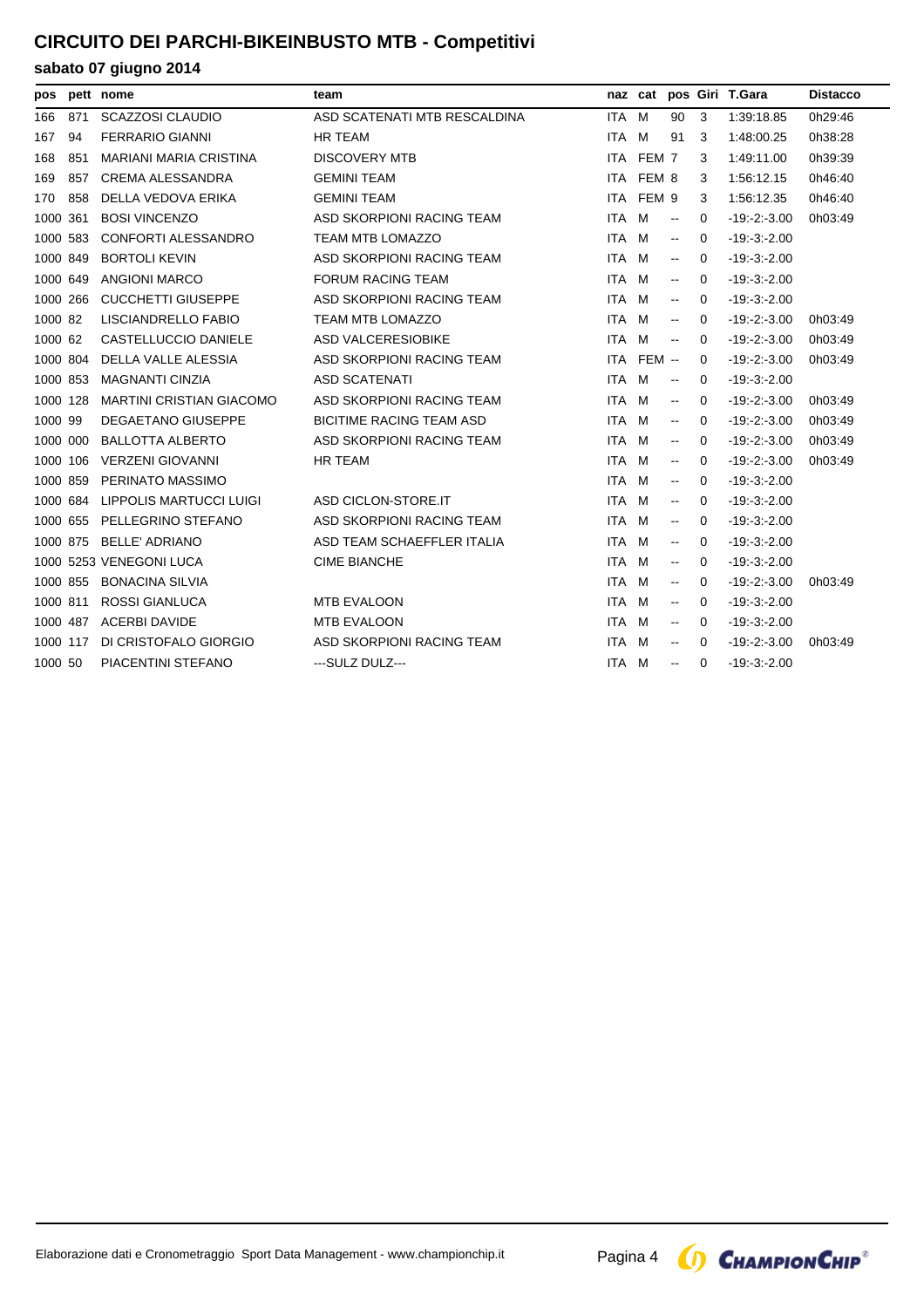# CIRCUITO DEI PARCHI-BIKEINBUSTO MTB - Competitivi

## sabato 07 giugno 2014

| pos | pett | nome | team | naz | cat | pos | Giri | T.Gara | Distacco |
|---|---|---|---|---|---|---|---|---|---|
| 166 | 871 | SCAZZOSI CLAUDIO | ASD SCATENATI MTB RESCALDINA | ITA | M | 90 | 3 | 1:39:18.85 | 0h29:46 |
| 167 | 94 | FERRARIO GIANNI | HR TEAM | ITA | M | 91 | 3 | 1:48:00.25 | 0h38:28 |
| 168 | 851 | MARIANI MARIA CRISTINA | DISCOVERY MTB | ITA | FEM | 7 | 3 | 1:49:11.00 | 0h39:39 |
| 169 | 857 | CREMA ALESSANDRA | GEMINI TEAM | ITA | FEM | 8 | 3 | 1:56:12.15 | 0h46:40 |
| 170 | 858 | DELLA VEDOVA ERIKA | GEMINI TEAM | ITA | FEM | 9 | 3 | 1:56:12.35 | 0h46:40 |
| 1000 | 361 | BOSI VINCENZO | ASD SKORPIONI RACING TEAM | ITA | M | -- | 0 | -19:-2:-3.00 | 0h03:49 |
| 1000 | 583 | CONFORTI ALESSANDRO | TEAM MTB LOMAZZO | ITA | M | -- | 0 | -19:-3:-2.00 | |
| 1000 | 849 | BORTOLI KEVIN | ASD SKORPIONI RACING TEAM | ITA | M | -- | 0 | -19:-3:-2.00 | |
| 1000 | 649 | ANGIONI MARCO | FORUM RACING TEAM | ITA | M | -- | 0 | -19:-3:-2.00 | |
| 1000 | 266 | CUCCHETTI GIUSEPPE | ASD SKORPIONI RACING TEAM | ITA | M | -- | 0 | -19:-3:-2.00 | |
| 1000 | 82 | LISCIANDRELLO FABIO | TEAM MTB LOMAZZO | ITA | M | -- | 0 | -19:-2:-3.00 | 0h03:49 |
| 1000 | 62 | CASTELLUCCIO DANIELE | ASD VALCERESIOBIKE | ITA | M | -- | 0 | -19:-2:-3.00 | 0h03:49 |
| 1000 | 804 | DELLA VALLE ALESSIA | ASD SKORPIONI RACING TEAM | ITA | FEM | -- | 0 | -19:-2:-3.00 | 0h03:49 |
| 1000 | 853 | MAGNANTI CINZIA | ASD SCATENATI | ITA | M | -- | 0 | -19:-3:-2.00 | |
| 1000 | 128 | MARTINI CRISTIAN GIACOMO | ASD SKORPIONI RACING TEAM | ITA | M | -- | 0 | -19:-2:-3.00 | 0h03:49 |
| 1000 | 99 | DEGAETANO GIUSEPPE | BICITIME RACING TEAM ASD | ITA | M | -- | 0 | -19:-2:-3.00 | 0h03:49 |
| 1000 | 000 | BALLOTTA ALBERTO | ASD SKORPIONI RACING TEAM | ITA | M | -- | 0 | -19:-2:-3.00 | 0h03:49 |
| 1000 | 106 | VERZENI GIOVANNI | HR TEAM | ITA | M | -- | 0 | -19:-2:-3.00 | 0h03:49 |
| 1000 | 859 | PERINATO MASSIMO | | ITA | M | -- | 0 | -19:-3:-2.00 | |
| 1000 | 684 | LIPPOLIS MARTUCCI LUIGI | ASD CICLON-STORE.IT | ITA | M | -- | 0 | -19:-3:-2.00 | |
| 1000 | 655 | PELLEGRINO STEFANO | ASD SKORPIONI RACING TEAM | ITA | M | -- | 0 | -19:-3:-2.00 | |
| 1000 | 875 | BELLE' ADRIANO | ASD TEAM SCHAEFFLER ITALIA | ITA | M | -- | 0 | -19:-3:-2.00 | |
| 1000 | 5253 | VENEGONI LUCA | CIME BIANCHE | ITA | M | -- | 0 | -19:-3:-2.00 | |
| 1000 | 855 | BONACINA SILVIA | | ITA | M | -- | 0 | -19:-2:-3.00 | 0h03:49 |
| 1000 | 811 | ROSSI GIANLUCA | MTB EVALOON | ITA | M | -- | 0 | -19:-3:-2.00 | |
| 1000 | 487 | ACERBI DAVIDE | MTB EVALOON | ITA | M | -- | 0 | -19:-3:-2.00 | |
| 1000 | 117 | DI CRISTOFALO GIORGIO | ASD SKORPIONI RACING TEAM | ITA | M | -- | 0 | -19:-2:-3.00 | 0h03:49 |
| 1000 | 50 | PIACENTINI STEFANO | ---SULZ DULZ--- | ITA | M | -- | 0 | -19:-3:-2.00 | |

Elaborazione dati e Cronometraggio Sport Data Management - www.championchip.it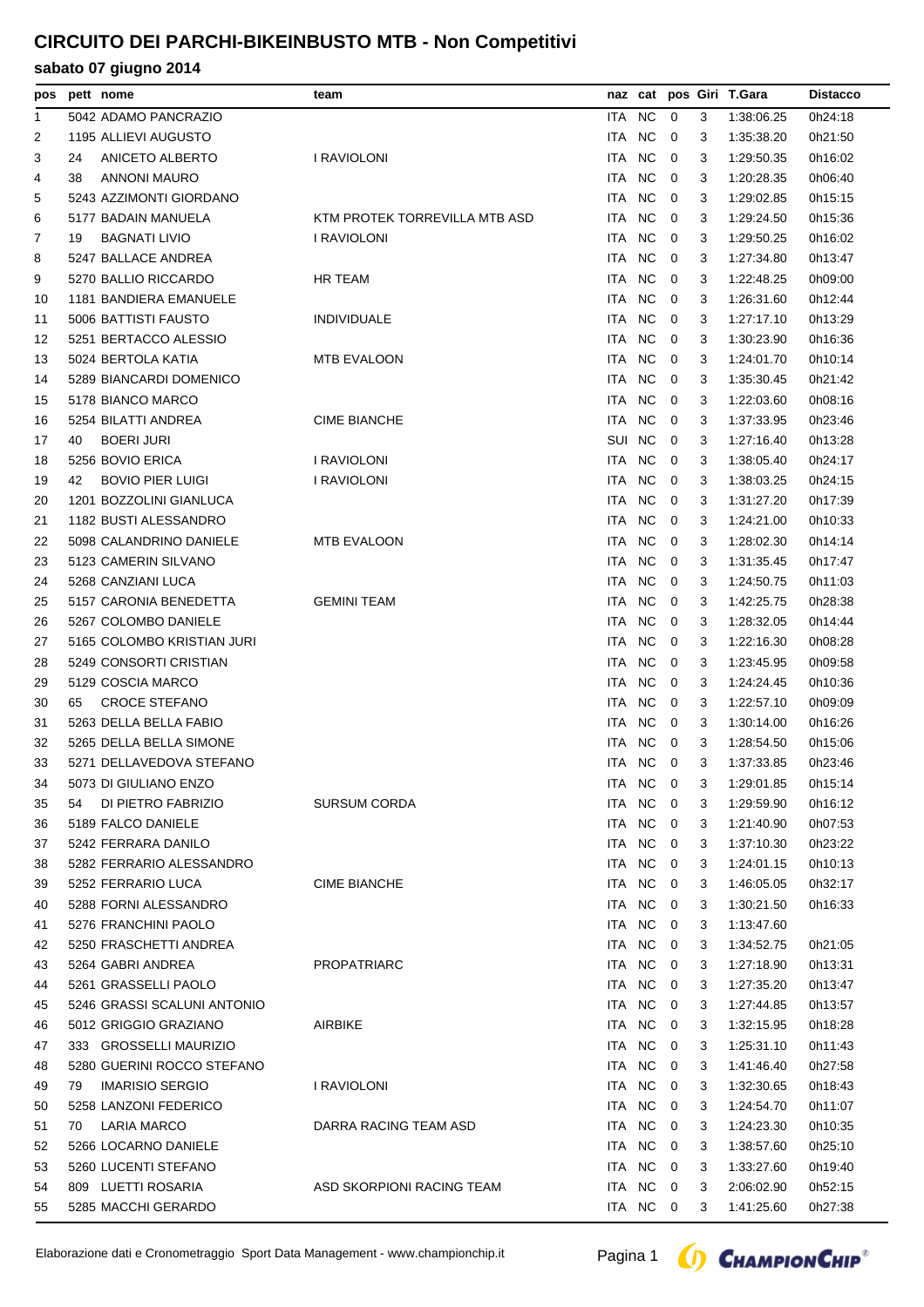# CIRCUITO DEI PARCHI-BIKEINBUSTO MTB - Non Competitivi

## sabato 07 giugno 2014

| pos | pett | nome | team | naz | cat | pos | Giri | T.Gara | Distacco |
|---|---|---|---|---|---|---|---|---|---|
| 1 | 5042 | ADAMO PANCRAZIO | | ITA | NC | 0 | 3 | 1:38:06.25 | 0h24:18 |
| 2 | 1195 | ALLIEVI AUGUSTO | | ITA | NC | 0 | 3 | 1:35:38.20 | 0h21:50 |
| 3 | 24 | ANICETO ALBERTO | I RAVIOLONI | ITA | NC | 0 | 3 | 1:29:50.35 | 0h16:02 |
| 4 | 38 | ANNONI MAURO | | ITA | NC | 0 | 3 | 1:20:28.35 | 0h06:40 |
| 5 | 5243 | AZZIMONTI GIORDANO | | ITA | NC | 0 | 3 | 1:29:02.85 | 0h15:15 |
| 6 | 5177 | BADAIN MANUELA | KTM PROTEK TORREVILLA MTB ASD | ITA | NC | 0 | 3 | 1:29:24.50 | 0h15:36 |
| 7 | 19 | BAGNATI LIVIO | I RAVIOLONI | ITA | NC | 0 | 3 | 1:29:50.25 | 0h16:02 |
| 8 | 5247 | BALLACE ANDREA | | ITA | NC | 0 | 3 | 1:27:34.80 | 0h13:47 |
| 9 | 5270 | BALLIO RICCARDO | HR TEAM | ITA | NC | 0 | 3 | 1:22:48.25 | 0h09:00 |
| 10 | 1181 | BANDIERA EMANUELE | | ITA | NC | 0 | 3 | 1:26:31.60 | 0h12:44 |
| 11 | 5006 | BATTISTI FAUSTO | INDIVIDUALE | ITA | NC | 0 | 3 | 1:27:17.10 | 0h13:29 |
| 12 | 5251 | BERTACCO ALESSIO | | ITA | NC | 0 | 3 | 1:30:23.90 | 0h16:36 |
| 13 | 5024 | BERTOLA KATIA | MTB EVALOON | ITA | NC | 0 | 3 | 1:24:01.70 | 0h10:14 |
| 14 | 5289 | BIANCARDI DOMENICO | | ITA | NC | 0 | 3 | 1:35:30.45 | 0h21:42 |
| 15 | 5178 | BIANCO MARCO | | ITA | NC | 0 | 3 | 1:22:03.60 | 0h08:16 |
| 16 | 5254 | BILATTI ANDREA | CIME BIANCHE | ITA | NC | 0 | 3 | 1:37:33.95 | 0h23:46 |
| 17 | 40 | BOERI JURI | | SUI | NC | 0 | 3 | 1:27:16.40 | 0h13:28 |
| 18 | 5256 | BOVIO ERICA | I RAVIOLONI | ITA | NC | 0 | 3 | 1:38:05.40 | 0h24:17 |
| 19 | 42 | BOVIO PIER LUIGI | I RAVIOLONI | ITA | NC | 0 | 3 | 1:38:03.25 | 0h24:15 |
| 20 | 1201 | BOZZOLINI GIANLUCA | | ITA | NC | 0 | 3 | 1:31:27.20 | 0h17:39 |
| 21 | 1182 | BUSTI ALESSANDRO | | ITA | NC | 0 | 3 | 1:24:21.00 | 0h10:33 |
| 22 | 5098 | CALANDRINO DANIELE | MTB EVALOON | ITA | NC | 0 | 3 | 1:28:02.30 | 0h14:14 |
| 23 | 5123 | CAMERIN SILVANO | | ITA | NC | 0 | 3 | 1:31:35.45 | 0h17:47 |
| 24 | 5268 | CANZIANI LUCA | | ITA | NC | 0 | 3 | 1:24:50.75 | 0h11:03 |
| 25 | 5157 | CARONIA BENEDETTA | GEMINI TEAM | ITA | NC | 0 | 3 | 1:42:25.75 | 0h28:38 |
| 26 | 5267 | COLOMBO DANIELE | | ITA | NC | 0 | 3 | 1:28:32.05 | 0h14:44 |
| 27 | 5165 | COLOMBO KRISTIAN JURI | | ITA | NC | 0 | 3 | 1:22:16.30 | 0h08:28 |
| 28 | 5249 | CONSORTI CRISTIAN | | ITA | NC | 0 | 3 | 1:23:45.95 | 0h09:58 |
| 29 | 5129 | COSCIA MARCO | | ITA | NC | 0 | 3 | 1:24:24.45 | 0h10:36 |
| 30 | 65 | CROCE STEFANO | | ITA | NC | 0 | 3 | 1:22:57.10 | 0h09:09 |
| 31 | 5263 | DELLA BELLA FABIO | | ITA | NC | 0 | 3 | 1:30:14.00 | 0h16:26 |
| 32 | 5265 | DELLA BELLA SIMONE | | ITA | NC | 0 | 3 | 1:28:54.50 | 0h15:06 |
| 33 | 5271 | DELLAVEDOVA STEFANO | | ITA | NC | 0 | 3 | 1:37:33.85 | 0h23:46 |
| 34 | 5073 | DI GIULIANO ENZO | | ITA | NC | 0 | 3 | 1:29:01.85 | 0h15:14 |
| 35 | 54 | DI PIETRO FABRIZIO | SURSUM CORDA | ITA | NC | 0 | 3 | 1:29:59.90 | 0h16:12 |
| 36 | 5189 | FALCO DANIELE | | ITA | NC | 0 | 3 | 1:21:40.90 | 0h07:53 |
| 37 | 5242 | FERRARA DANILO | | ITA | NC | 0 | 3 | 1:37:10.30 | 0h23:22 |
| 38 | 5282 | FERRARIO ALESSANDRO | | ITA | NC | 0 | 3 | 1:24:01.15 | 0h10:13 |
| 39 | 5252 | FERRARIO LUCA | CIME BIANCHE | ITA | NC | 0 | 3 | 1:46:05.05 | 0h32:17 |
| 40 | 5288 | FORNI ALESSANDRO | | ITA | NC | 0 | 3 | 1:30:21.50 | 0h16:33 |
| 41 | 5276 | FRANCHINI PAOLO | | ITA | NC | 0 | 3 | 1:13:47.60 | |
| 42 | 5250 | FRASCHETTI ANDREA | | ITA | NC | 0 | 3 | 1:34:52.75 | 0h21:05 |
| 43 | 5264 | GABRI ANDREA | PROPATRIARC | ITA | NC | 0 | 3 | 1:27:18.90 | 0h13:31 |
| 44 | 5261 | GRASSELLI PAOLO | | ITA | NC | 0 | 3 | 1:27:35.20 | 0h13:47 |
| 45 | 5246 | GRASSI SCALUNI ANTONIO | | ITA | NC | 0 | 3 | 1:27:44.85 | 0h13:57 |
| 46 | 5012 | GRIGGIO GRAZIANO | AIRBIKE | ITA | NC | 0 | 3 | 1:32:15.95 | 0h18:28 |
| 47 | 333 | GROSSELLI MAURIZIO | | ITA | NC | 0 | 3 | 1:25:31.10 | 0h11:43 |
| 48 | 5280 | GUERINI ROCCO STEFANO | | ITA | NC | 0 | 3 | 1:41:46.40 | 0h27:58 |
| 49 | 79 | IMARISIO SERGIO | I RAVIOLONI | ITA | NC | 0 | 3 | 1:32:30.65 | 0h18:43 |
| 50 | 5258 | LANZONI FEDERICO | | ITA | NC | 0 | 3 | 1:24:54.70 | 0h11:07 |
| 51 | 70 | LARIA MARCO | DARRA RACING TEAM ASD | ITA | NC | 0 | 3 | 1:24:23.30 | 0h10:35 |
| 52 | 5266 | LOCARNO DANIELE | | ITA | NC | 0 | 3 | 1:38:57.60 | 0h25:10 |
| 53 | 5260 | LUCENTI STEFANO | | ITA | NC | 0 | 3 | 1:33:27.60 | 0h19:40 |
| 54 | 809 | LUETTI ROSARIA | ASD SKORPIONI RACING TEAM | ITA | NC | 0 | 3 | 2:06:02.90 | 0h52:15 |
| 55 | 5285 | MACCHI GERARDO | | ITA | NC | 0 | 3 | 1:41:25.60 | 0h27:38 |

Elaborazione dati e Cronometraggio Sport Data Management - www.championchip.it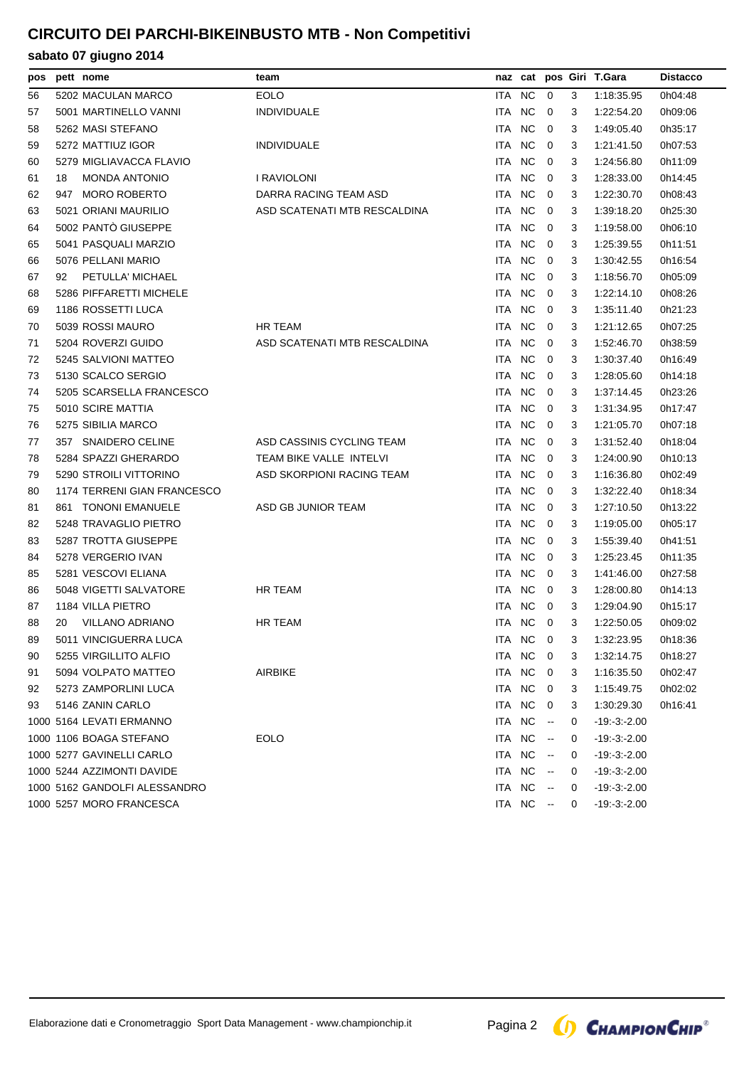# CIRCUITO DEI PARCHI-BIKEINBUSTO MTB - Non Competitivi

## sabato 07 giugno 2014

| pos | pett | nome | team | naz | cat | pos | Giri | T.Gara | Distacco |
|---|---|---|---|---|---|---|---|---|---|
| 56 | 5202 | MACULAN MARCO | EOLO | ITA | NC | 0 | 3 | 1:18:35.95 | 0h04:48 |
| 57 | 5001 | MARTINELLO VANNI | INDIVIDUALE | ITA | NC | 0 | 3 | 1:22:54.20 | 0h09:06 |
| 58 | 5262 | MASI STEFANO | | ITA | NC | 0 | 3 | 1:49:05.40 | 0h35:17 |
| 59 | 5272 | MATTIUZ IGOR | INDIVIDUALE | ITA | NC | 0 | 3 | 1:21:41.50 | 0h07:53 |
| 60 | 5279 | MIGLIAVACCA FLAVIO | | ITA | NC | 0 | 3 | 1:24:56.80 | 0h11:09 |
| 61 | 18 | MONDA ANTONIO | I RAVIOLONI | ITA | NC | 0 | 3 | 1:28:33.00 | 0h14:45 |
| 62 | 947 | MORO ROBERTO | DARRA RACING TEAM ASD | ITA | NC | 0 | 3 | 1:22:30.70 | 0h08:43 |
| 63 | 5021 | ORIANI MAURILIO | ASD SCATENATI MTB RESCALDINA | ITA | NC | 0 | 3 | 1:39:18.20 | 0h25:30 |
| 64 | 5002 | PANTÒ GIUSEPPE | | ITA | NC | 0 | 3 | 1:19:58.00 | 0h06:10 |
| 65 | 5041 | PASQUALI MARZIO | | ITA | NC | 0 | 3 | 1:25:39.55 | 0h11:51 |
| 66 | 5076 | PELLANI MARIO | | ITA | NC | 0 | 3 | 1:30:42.55 | 0h16:54 |
| 67 | 92 | PETULLA' MICHAEL | | ITA | NC | 0 | 3 | 1:18:56.70 | 0h05:09 |
| 68 | 5286 | PIFFARETTI MICHELE | | ITA | NC | 0 | 3 | 1:22:14.10 | 0h08:26 |
| 69 | 1186 | ROSSETTI LUCA | | ITA | NC | 0 | 3 | 1:35:11.40 | 0h21:23 |
| 70 | 5039 | ROSSI MAURO | HR TEAM | ITA | NC | 0 | 3 | 1:21:12.65 | 0h07:25 |
| 71 | 5204 | ROVERZI GUIDO | ASD SCATENATI MTB RESCALDINA | ITA | NC | 0 | 3 | 1:52:46.70 | 0h38:59 |
| 72 | 5245 | SALVIONI MATTEO | | ITA | NC | 0 | 3 | 1:30:37.40 | 0h16:49 |
| 73 | 5130 | SCALCO SERGIO | | ITA | NC | 0 | 3 | 1:28:05.60 | 0h14:18 |
| 74 | 5205 | SCARSELLA FRANCESCO | | ITA | NC | 0 | 3 | 1:37:14.45 | 0h23:26 |
| 75 | 5010 | SCIRE MATTIA | | ITA | NC | 0 | 3 | 1:31:34.95 | 0h17:47 |
| 76 | 5275 | SIBILIA MARCO | | ITA | NC | 0 | 3 | 1:21:05.70 | 0h07:18 |
| 77 | 357 | SNAIDERO CELINE | ASD CASSINIS CYCLING TEAM | ITA | NC | 0 | 3 | 1:31:52.40 | 0h18:04 |
| 78 | 5284 | SPAZZI GHERARDO | TEAM BIKE VALLE INTELVI | ITA | NC | 0 | 3 | 1:24:00.90 | 0h10:13 |
| 79 | 5290 | STROILI VITTORINO | ASD SKORPIONI RACING TEAM | ITA | NC | 0 | 3 | 1:16:36.80 | 0h02:49 |
| 80 | 1174 | TERRENI GIAN FRANCESCO | | ITA | NC | 0 | 3 | 1:32:22.40 | 0h18:34 |
| 81 | 861 | TONONI EMANUELE | ASD GB JUNIOR TEAM | ITA | NC | 0 | 3 | 1:27:10.50 | 0h13:22 |
| 82 | 5248 | TRAVAGLIO PIETRO | | ITA | NC | 0 | 3 | 1:19:05.00 | 0h05:17 |
| 83 | 5287 | TROTTA GIUSEPPE | | ITA | NC | 0 | 3 | 1:55:39.40 | 0h41:51 |
| 84 | 5278 | VERGERIO IVAN | | ITA | NC | 0 | 3 | 1:25:23.45 | 0h11:35 |
| 85 | 5281 | VESCOVI ELIANA | | ITA | NC | 0 | 3 | 1:41:46.00 | 0h27:58 |
| 86 | 5048 | VIGETTI SALVATORE | HR TEAM | ITA | NC | 0 | 3 | 1:28:00.80 | 0h14:13 |
| 87 | 1184 | VILLA PIETRO | | ITA | NC | 0 | 3 | 1:29:04.90 | 0h15:17 |
| 88 | 20 | VILLANO ADRIANO | HR TEAM | ITA | NC | 0 | 3 | 1:22:50.05 | 0h09:02 |
| 89 | 5011 | VINCIGUERRA LUCA | | ITA | NC | 0 | 3 | 1:32:23.95 | 0h18:36 |
| 90 | 5255 | VIRGILLITO ALFIO | | ITA | NC | 0 | 3 | 1:32:14.75 | 0h18:27 |
| 91 | 5094 | VOLPATO MATTEO | AIRBIKE | ITA | NC | 0 | 3 | 1:16:35.50 | 0h02:47 |
| 92 | 5273 | ZAMPORLINI LUCA | | ITA | NC | 0 | 3 | 1:15:49.75 | 0h02:02 |
| 93 | 5146 | ZANIN CARLO | | ITA | NC | 0 | 3 | 1:30:29.30 | 0h16:41 |
| 1000 | 5164 | LEVATI ERMANNO | | ITA | NC | -- | 0 | -19:-3:-2.00 | |
| 1000 | 1106 | BOAGA STEFANO | EOLO | ITA | NC | -- | 0 | -19:-3:-2.00 | |
| 1000 | 5277 | GAVINELLI CARLO | | ITA | NC | -- | 0 | -19:-3:-2.00 | |
| 1000 | 5244 | AZZIMONTI DAVIDE | | ITA | NC | -- | 0 | -19:-3:-2.00 | |
| 1000 | 5162 | GANDOLFI ALESSANDRO | | ITA | NC | -- | 0 | -19:-3:-2.00 | |
| 1000 | 5257 | MORO FRANCESCA | | ITA | NC | -- | 0 | -19:-3:-2.00 | |

Elaborazione dati e Cronometraggio Sport Data Management - www.championchip.it